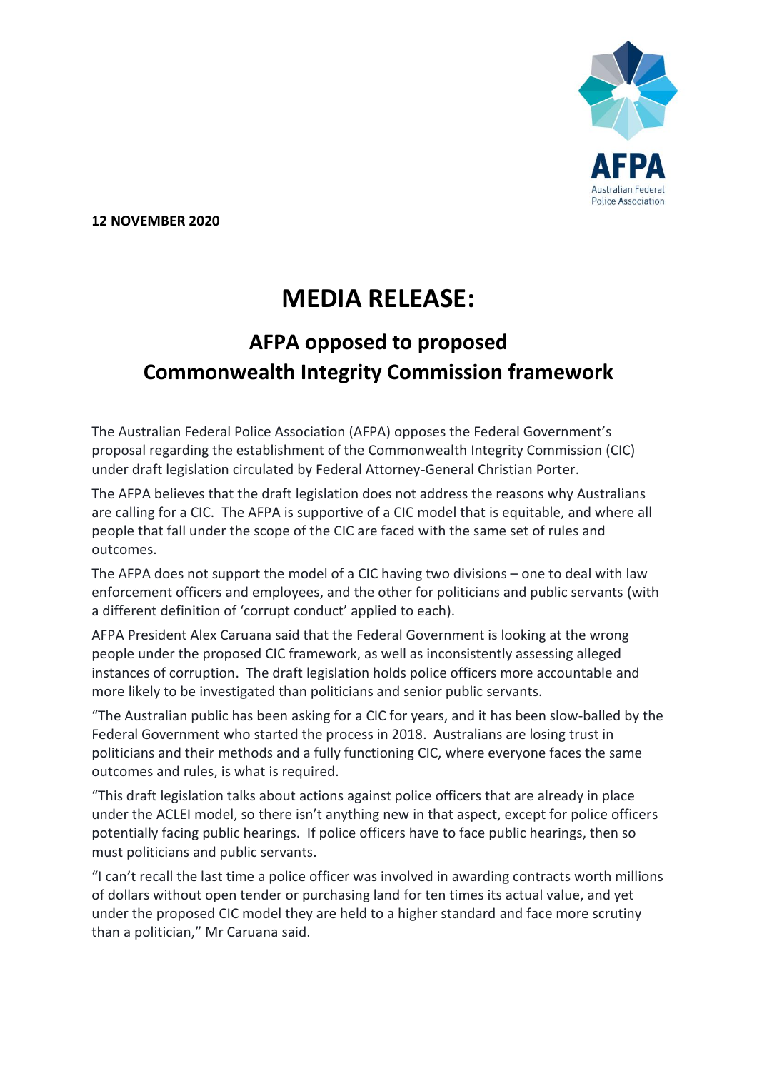**12 NOVEMBER 2020**

# MEDIA RELEASE:

## AFPA opposed to proposed Commonwealth Integrity Commission framework

The Australian Federal Police Association (AFPA) opposes the Federal Government's proposal regarding the establishment of the Commonwealth Integrity Commission (CIC) under draft legislation circulated by Federal Attorney-General Christian Porter.

The AFPA believes that the draft legislation does not address the reasons why Australians are calling for a CIC. The AFPA is supportive of a CIC model that is equitable, and where all people that fall under the scope of the CIC are faced with the same set of rules and outcomes.

The AFPA does not support the model of a CIC having two divisions – one to deal with law enforcement officers and employees, and the other for politicians and public servants (with a different definition of 'corrupt conduct' applied to each).

AFPA President Alex Caruana said that the Federal Government is looking at the wrong people under the proposed CIC framework, as well as inconsistently assessing alleged instances of corruption. The draft legislation holds police officers more accountable and more likely to be investigated than politicians and senior public servants.

"The Australian public has been asking for a CIC for years, and it has been slow-balled by the Federal Government who started the process in 2018. Australians are losing trust in politicians and their methods and a fully functioning CIC, where everyone faces the same outcomes and rules, is what is required.

"This draft legislation talks about actions against police officers that are already in place under the ACLEI model, so there isn't anything new in that aspect, except for police officers potentially facing public hearings. If police officers have to face public hearings, then so must politicians and public servants.

"I can't recall the last time a police officer was involved in awarding contracts worth millions of dollars without open tender or purchasing land for ten times its actual value, and yet under the proposed CIC model they are held to a higher standard and face more scrutiny than a politician," Mr Caruana said.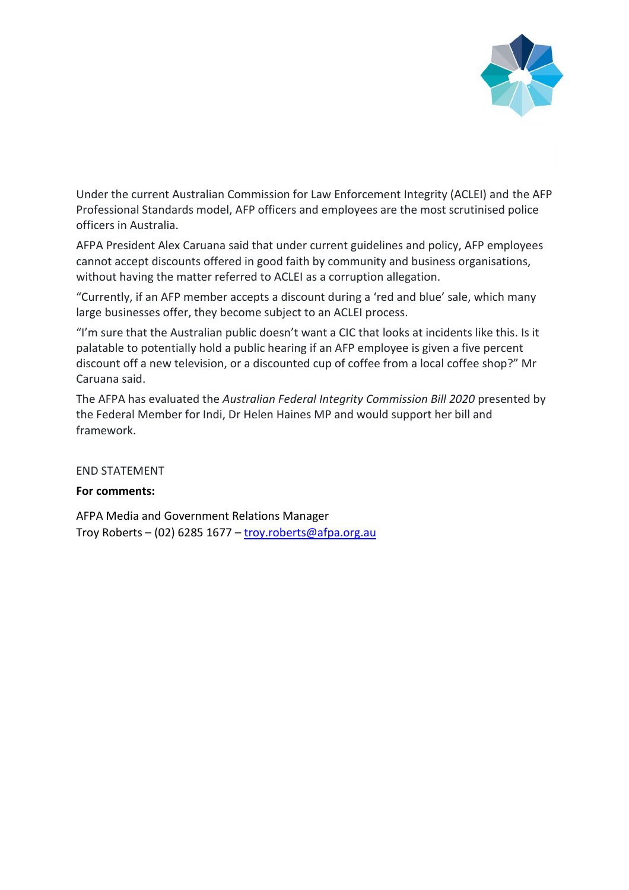Under the current Australian Commission for Law Enforcement Integrity (ACLEI) and the AFP Professional Standards model, AFP officers and employees are the most scrutinised police officers in Australia.

AFPA President Alex Caruana said that under current guidelines and policy, AFP employees cannot accept discounts offered in good faith by community and business organisations, without having the matter referred to ACLEI as a corruption allegation.

“Currently, if an AFP member accepts a discount during a ‘red and blue’ sale, which many large businesses offer, they become subject to an ACLEI process.

“I’m sure that the Australian public doesn’t want a CIC that looks at incidents like this. Is it palatable to potentially hold a public hearing if an AFP employee is given a five percent discount off a new television, or a discounted cup of coffee from a local coffee shop?” Mr Caruana said.

The AFPA has evaluated the *Australian Federal Integrity Commission Bill 2020* presented by the Federal Member for Indi, Dr Helen Haines MP and would support her bill and framework.

END STATEMENT

**For comments:**

AFPA Media and Government Relations Manager
Troy Roberts – (02) 6285 1677 – troy.roberts@afpa.org.au